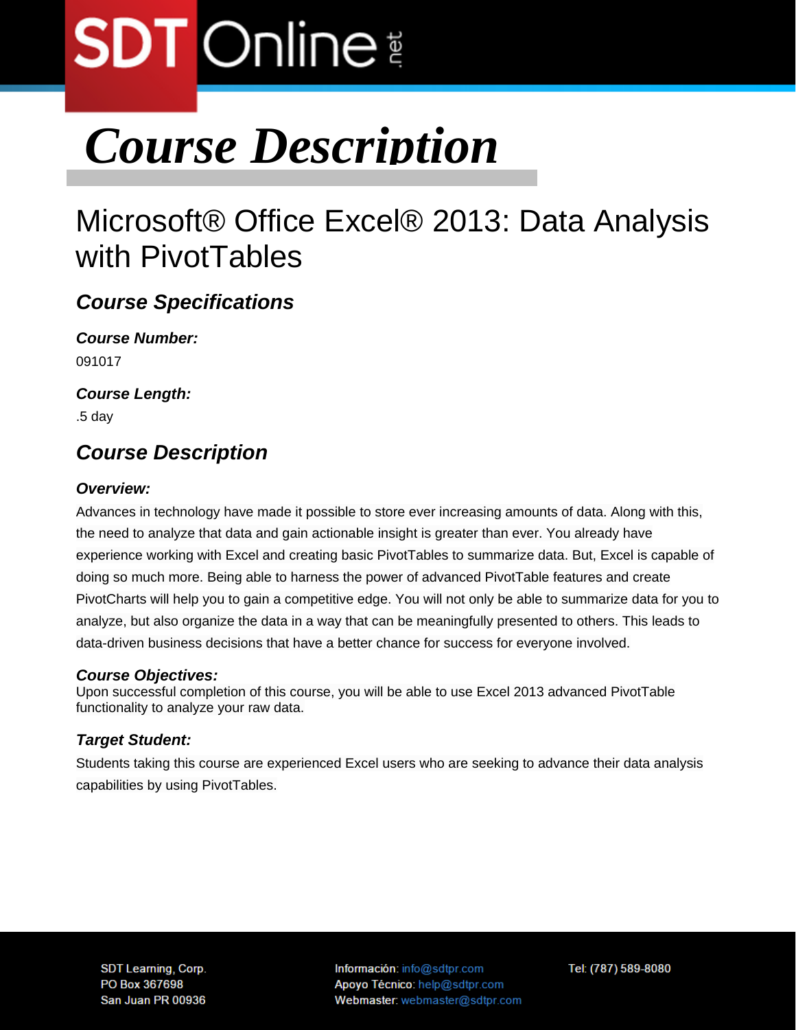# Course Description

## Microsoft® Office Excel® 2013: Data Analysis with PivotTables

### Course Specifications

***Course Number:***

091017

***Course Length:***

.5 day

### Course Description

***Overview:***

Advances in technology have made it possible to store ever increasing amounts of data. Along with this, the need to analyze that data and gain actionable insight is greater than ever. You already have experience working with Excel and creating basic PivotTables to summarize data. But, Excel is capable of doing so much more. Being able to harness the power of advanced PivotTable features and create PivotCharts will help you to gain a competitive edge. You will not only be able to summarize data for you to analyze, but also organize the data in a way that can be meaningfully presented to others. This leads to data-driven business decisions that have a better chance for success for everyone involved.

***Course Objectives:***

Upon successful completion of this course, you will be able to use Excel 2013 advanced PivotTable functionality to analyze your raw data.

***Target Student:***

Students taking this course are experienced Excel users who are seeking to advance their data analysis capabilities by using PivotTables.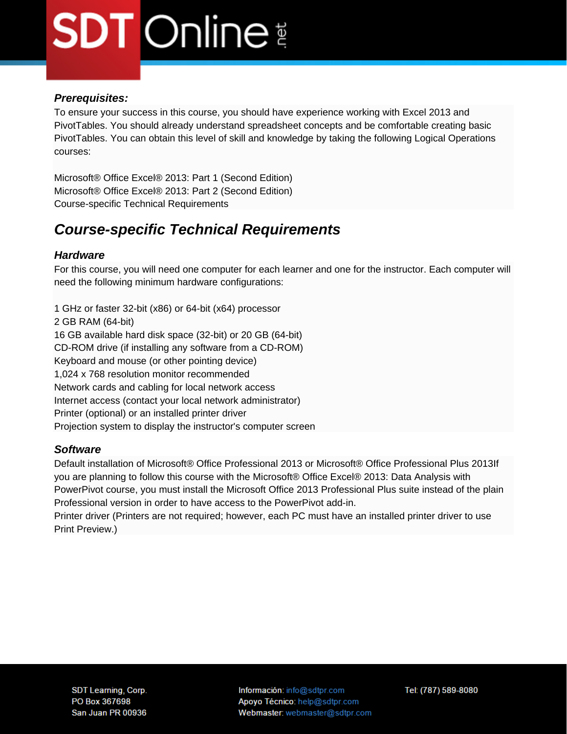### *Prerequisites:*

To ensure your success in this course, you should have experience working with Excel 2013 and PivotTables. You should already understand spreadsheet concepts and be comfortable creating basic PivotTables. You can obtain this level of skill and knowledge by taking the following Logical Operations courses:

Microsoft® Office Excel® 2013: Part 1 (Second Edition)
Microsoft® Office Excel® 2013: Part 2 (Second Edition)
Course-specific Technical Requirements

## *Course-specific Technical Requirements*

### *Hardware*

For this course, you will need one computer for each learner and one for the instructor. Each computer will need the following minimum hardware configurations:

1 GHz or faster 32-bit (x86) or 64-bit (x64) processor
2 GB RAM (64-bit)
16 GB available hard disk space (32-bit) or 20 GB (64-bit)
CD-ROM drive (if installing any software from a CD-ROM)
Keyboard and mouse (or other pointing device)
1,024 x 768 resolution monitor recommended
Network cards and cabling for local network access
Internet access (contact your local network administrator)
Printer (optional) or an installed printer driver
Projection system to display the instructor's computer screen

### *Software*

Default installation of Microsoft® Office Professional 2013 or Microsoft® Office Professional Plus 2013If you are planning to follow this course with the Microsoft® Office Excel® 2013: Data Analysis with PowerPivot course, you must install the Microsoft Office 2013 Professional Plus suite instead of the plain Professional version in order to have access to the PowerPivot add-in.
Printer driver (Printers are not required; however, each PC must have an installed printer driver to use Print Preview.)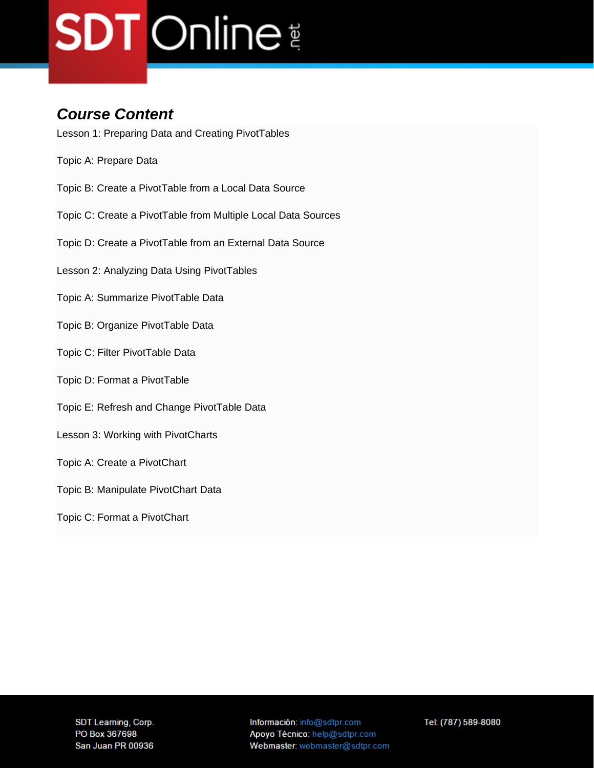## *Course Content*

Lesson 1: Preparing Data and Creating PivotTables

Topic A: Prepare Data

Topic B: Create a PivotTable from a Local Data Source

Topic C: Create a PivotTable from Multiple Local Data Sources

Topic D: Create a PivotTable from an External Data Source

Lesson 2: Analyzing Data Using PivotTables

Topic A: Summarize PivotTable Data

Topic B: Organize PivotTable Data

Topic C: Filter PivotTable Data

Topic D: Format a PivotTable

Topic E: Refresh and Change PivotTable Data

Lesson 3: Working with PivotCharts

Topic A: Create a PivotChart

Topic B: Manipulate PivotChart Data

Topic C: Format a PivotChart